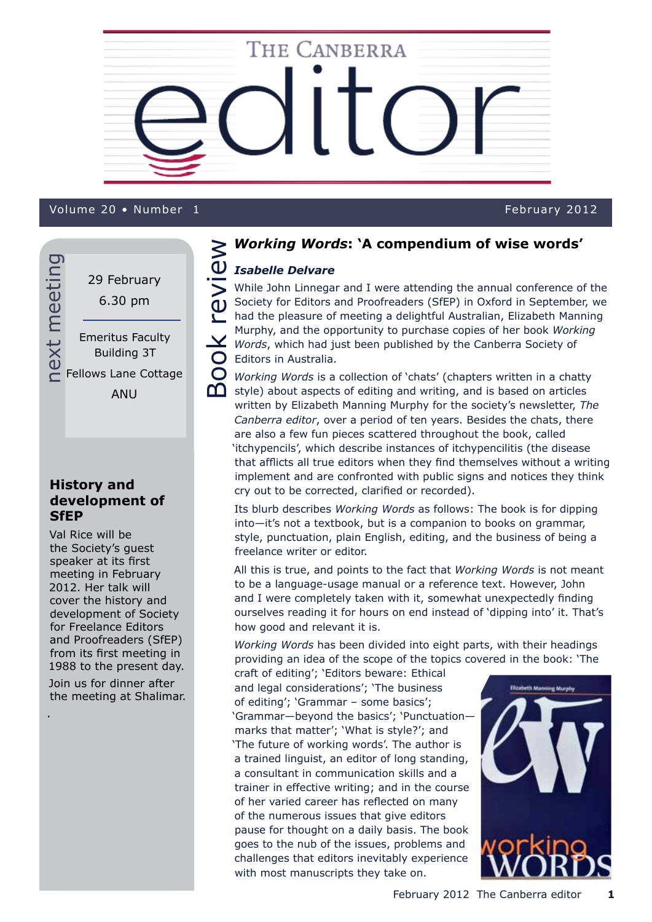# The Canberra editor

Volume 20 • Number 1 February 2012

## next meeting

29 February
6.30 pm

Emeritus Faculty
Building 3T
Fellows Lane Cottage
ANU

### History and development of SfEP

Val Rice will be the Society's guest speaker at its first meeting in February 2012. Her talk will cover the history and development of Society for Freelance Editors and Proofreaders (SfEP) from its first meeting in 1988 to the present day.

Join us for dinner after the meeting at Shalimar.

## Book review

### *Working Words*: 'A compendium of wise words'

***Isabelle Delvare***

While John Linnegar and I were attending the annual conference of the Society for Editors and Proofreaders (SfEP) in Oxford in September, we had the pleasure of meeting a delightful Australian, Elizabeth Manning Murphy, and the opportunity to purchase copies of her book *Working Words*, which had just been published by the Canberra Society of Editors in Australia.

*Working Words* is a collection of 'chats' (chapters written in a chatty style) about aspects of editing and writing, and is based on articles written by Elizabeth Manning Murphy for the society's newsletter, *The Canberra editor*, over a period of ten years. Besides the chats, there are also a few fun pieces scattered throughout the book, called 'itchypencils', which describe instances of itchypencilitis (the disease that afflicts all true editors when they find themselves without a writing implement and are confronted with public signs and notices they think cry out to be corrected, clarified or recorded).

Its blurb describes *Working Words* as follows: The book is for dipping into—it's not a textbook, but is a companion to books on grammar, style, punctuation, plain English, editing, and the business of being a freelance writer or editor.

All this is true, and points to the fact that *Working Words* is not meant to be a language-usage manual or a reference text. However, John and I were completely taken with it, somewhat unexpectedly finding ourselves reading it for hours on end instead of 'dipping into' it. That's how good and relevant it is.

*Working Words* has been divided into eight parts, with their headings providing an idea of the scope of the topics covered in the book: 'The craft of editing'; 'Editors beware: Ethical and legal considerations'; 'The business of editing'; 'Grammar – some basics'; 'Grammar—beyond the basics'; 'Punctuation—marks that matter'; 'What is style?'; and 'The future of working words'. The author is a trained linguist, an editor of long standing, a consultant in communication skills and a trainer in effective writing; and in the course of her varied career has reflected on many of the numerous issues that give editors pause for thought on a daily basis. The book goes to the nub of the issues, problems and challenges that editors inevitably experience with most manuscripts they take on.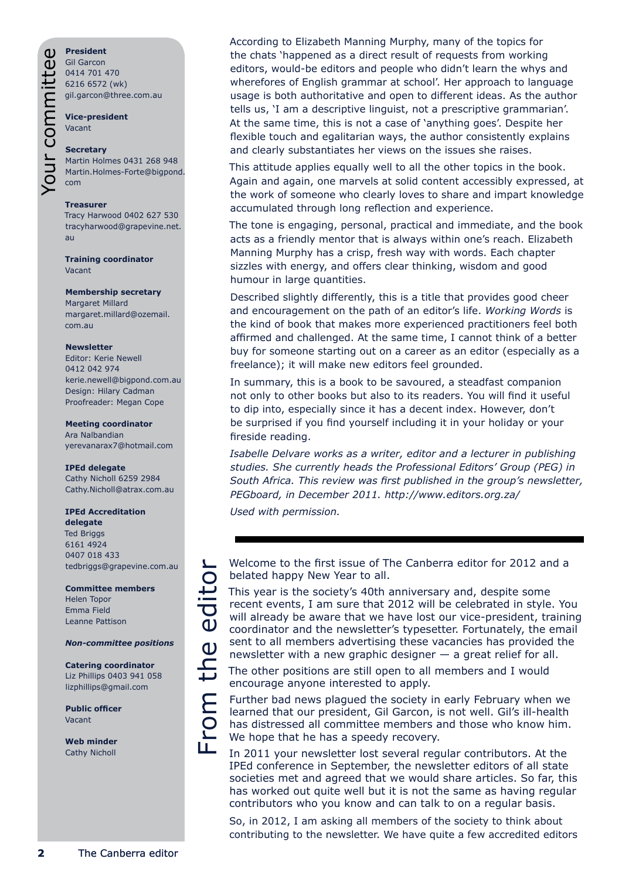## Your committee

**President**
Gil Garcon
0414 701 470
6216 6572 (wk)
gil.garcon@three.com.au

**Vice-president**
Vacant

**Secretary**
Martin Holmes 0431 268 948
Martin.Holmes-Forte@bigpond.com

**Treasurer**
Tracy Harwood 0402 627 530
tracyharwood@grapevine.net.au

**Training coordinator**
Vacant

**Membership secretary**
Margaret Millard
margaret.millard@ozemail.com.au

**Newsletter**
Editor: Kerie Newell
0412 042 974
kerie.newell@bigpond.com.au
Design: Hilary Cadman
Proofreader: Megan Cope

**Meeting coordinator**
Ara Nalbandian
yerevanarax7@hotmail.com

**IPEd delegate**
Cathy Nicholl 6259 2984
Cathy.Nicholl@atrax.com.au

**IPEd Accreditation delegate**
Ted Briggs
6161 4924
0407 018 433
tedbriggs@grapevine.com.au

**Committee members**
Helen Topor
Emma Field
Leanne Pattison

***Non-committee positions***

**Catering coordinator**
Liz Phillips 0403 941 058
lizphillips@gmail.com

**Public officer**
Vacant

**Web minder**
Cathy Nicholl

According to Elizabeth Manning Murphy, many of the topics for the chats 'happened as a direct result of requests from working editors, would-be editors and people who didn't learn the whys and wherefores of English grammar at school'. Her approach to language usage is both authoritative and open to different ideas. As the author tells us, 'I am a descriptive linguist, not a prescriptive grammarian'. At the same time, this is not a case of 'anything goes'. Despite her flexible touch and egalitarian ways, the author consistently explains and clearly substantiates her views on the issues she raises.

This attitude applies equally well to all the other topics in the book. Again and again, one marvels at solid content accessibly expressed, at the work of someone who clearly loves to share and impart knowledge accumulated through long reflection and experience.

The tone is engaging, personal, practical and immediate, and the book acts as a friendly mentor that is always within one's reach. Elizabeth Manning Murphy has a crisp, fresh way with words. Each chapter sizzles with energy, and offers clear thinking, wisdom and good humour in large quantities.

Described slightly differently, this is a title that provides good cheer and encouragement on the path of an editor's life. *Working Words* is the kind of book that makes more experienced practitioners feel both affirmed and challenged. At the same time, I cannot think of a better buy for someone starting out on a career as an editor (especially as a freelance); it will make new editors feel grounded.

In summary, this is a book to be savoured, a steadfast companion not only to other books but also to its readers. You will find it useful to dip into, especially since it has a decent index. However, don't be surprised if you find yourself including it in your holiday or your fireside reading.

*Isabelle Delvare works as a writer, editor and a lecturer in publishing studies. She currently heads the Professional Editors' Group (PEG) in South Africa. This review was first published in the group's newsletter, PEGboard, in December 2011. http://www.editors.org.za/*

*Used with permission.*

---

## From the editor

Welcome to the first issue of The Canberra editor for 2012 and a belated happy New Year to all.

This year is the society's 40th anniversary and, despite some recent events, I am sure that 2012 will be celebrated in style. You will already be aware that we have lost our vice-president, training coordinator and the newsletter's typesetter. Fortunately, the email sent to all members advertising these vacancies has provided the newsletter with a new graphic designer — a great relief for all.

The other positions are still open to all members and I would encourage anyone interested to apply.

Further bad news plagued the society in early February when we learned that our president, Gil Garcon, is not well. Gil's ill-health has distressed all committee members and those who know him. We hope that he has a speedy recovery.

In 2011 your newsletter lost several regular contributors. At the IPEd conference in September, the newsletter editors of all state societies met and agreed that we would share articles. So far, this has worked out quite well but it is not the same as having regular contributors who you know and can talk to on a regular basis.

So, in 2012, I am asking all members of the society to think about contributing to the newsletter. We have quite a few accredited editors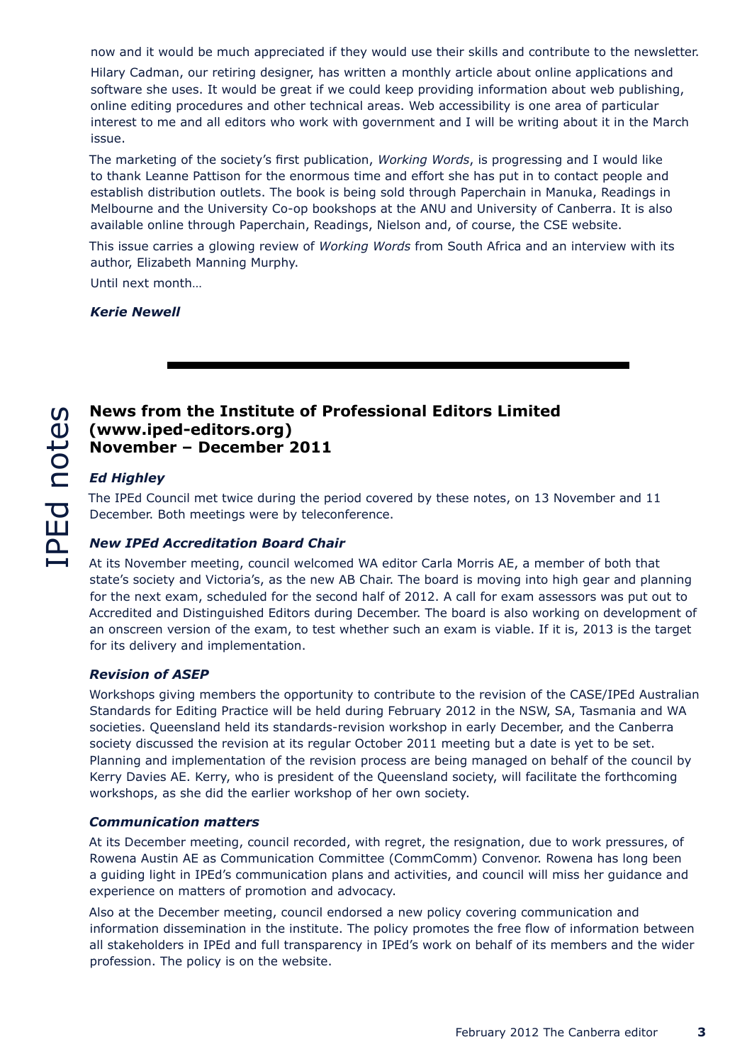now and it would be much appreciated if they would use their skills and contribute to the newsletter.

Hilary Cadman, our retiring designer, has written a monthly article about online applications and software she uses. It would be great if we could keep providing information about web publishing, online editing procedures and other technical areas. Web accessibility is one area of particular interest to me and all editors who work with government and I will be writing about it in the March issue.

The marketing of the society's first publication, *Working Words*, is progressing and I would like to thank Leanne Pattison for the enormous time and effort she has put in to contact people and establish distribution outlets. The book is being sold through Paperchain in Manuka, Readings in Melbourne and the University Co-op bookshops at the ANU and University of Canberra. It is also available online through Paperchain, Readings, Nielson and, of course, the CSE website.

This issue carries a glowing review of *Working Words* from South Africa and an interview with its author, Elizabeth Manning Murphy.

Until next month…

***Kerie Newell***

---

IPEd notes

## News from the Institute of Professional Editors Limited (www.iped-editors.org) November – December 2011

***Ed Highley***

The IPEd Council met twice during the period covered by these notes, on 13 November and 11 December. Both meetings were by teleconference.

### *New IPEd Accreditation Board Chair*

At its November meeting, council welcomed WA editor Carla Morris AE, a member of both that state's society and Victoria's, as the new AB Chair. The board is moving into high gear and planning for the next exam, scheduled for the second half of 2012. A call for exam assessors was put out to Accredited and Distinguished Editors during December. The board is also working on development of an onscreen version of the exam, to test whether such an exam is viable. If it is, 2013 is the target for its delivery and implementation.

### *Revision of ASEP*

Workshops giving members the opportunity to contribute to the revision of the CASE/IPEd Australian Standards for Editing Practice will be held during February 2012 in the NSW, SA, Tasmania and WA societies. Queensland held its standards-revision workshop in early December, and the Canberra society discussed the revision at its regular October 2011 meeting but a date is yet to be set. Planning and implementation of the revision process are being managed on behalf of the council by Kerry Davies AE. Kerry, who is president of the Queensland society, will facilitate the forthcoming workshops, as she did the earlier workshop of her own society.

### *Communication matters*

At its December meeting, council recorded, with regret, the resignation, due to work pressures, of Rowena Austin AE as Communication Committee (CommComm) Convenor. Rowena has long been a guiding light in IPEd's communication plans and activities, and council will miss her guidance and experience on matters of promotion and advocacy.

Also at the December meeting, council endorsed a new policy covering communication and information dissemination in the institute. The policy promotes the free flow of information between all stakeholders in IPEd and full transparency in IPEd's work on behalf of its members and the wider profession. The policy is on the website.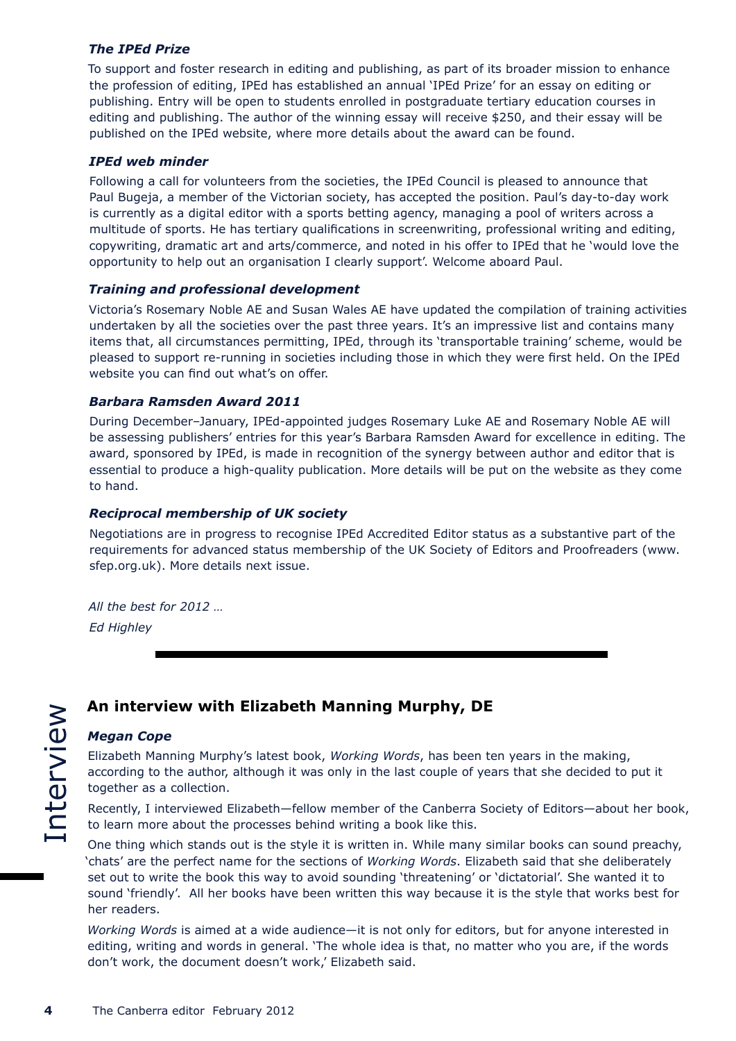### *The IPEd Prize*

To support and foster research in editing and publishing, as part of its broader mission to enhance the profession of editing, IPEd has established an annual 'IPEd Prize' for an essay on editing or publishing. Entry will be open to students enrolled in postgraduate tertiary education courses in editing and publishing. The author of the winning essay will receive $250, and their essay will be published on the IPEd website, where more details about the award can be found.

### *IPEd web minder*

Following a call for volunteers from the societies, the IPEd Council is pleased to announce that Paul Bugeja, a member of the Victorian society, has accepted the position. Paul's day-to-day work is currently as a digital editor with a sports betting agency, managing a pool of writers across a multitude of sports. He has tertiary qualifications in screenwriting, professional writing and editing, copywriting, dramatic art and arts/commerce, and noted in his offer to IPEd that he 'would love the opportunity to help out an organisation I clearly support'. Welcome aboard Paul.

### *Training and professional development*

Victoria's Rosemary Noble AE and Susan Wales AE have updated the compilation of training activities undertaken by all the societies over the past three years. It's an impressive list and contains many items that, all circumstances permitting, IPEd, through its 'transportable training' scheme, would be pleased to support re-running in societies including those in which they were first held. On the IPEd website you can find out what's on offer.

### *Barbara Ramsden Award 2011*

During December–January, IPEd-appointed judges Rosemary Luke AE and Rosemary Noble AE will be assessing publishers' entries for this year's Barbara Ramsden Award for excellence in editing. The award, sponsored by IPEd, is made in recognition of the synergy between author and editor that is essential to produce a high-quality publication. More details will be put on the website as they come to hand.

### *Reciprocal membership of UK society*

Negotiations are in progress to recognise IPEd Accredited Editor status as a substantive part of the requirements for advanced status membership of the UK Society of Editors and Proofreaders (www.sfep.org.uk). More details next issue.

*All the best for 2012 …*

*Ed Highley*

---

Interview

## An interview with Elizabeth Manning Murphy, DE

### *Megan Cope*

Elizabeth Manning Murphy's latest book, *Working Words*, has been ten years in the making, according to the author, although it was only in the last couple of years that she decided to put it together as a collection.

Recently, I interviewed Elizabeth—fellow member of the Canberra Society of Editors—about her book, to learn more about the processes behind writing a book like this.

One thing which stands out is the style it is written in. While many similar books can sound preachy, 'chats' are the perfect name for the sections of *Working Words*. Elizabeth said that she deliberately set out to write the book this way to avoid sounding 'threatening' or 'dictatorial'. She wanted it to sound 'friendly'. All her books have been written this way because it is the style that works best for her readers.

*Working Words* is aimed at a wide audience—it is not only for editors, but for anyone interested in editing, writing and words in general. 'The whole idea is that, no matter who you are, if the words don't work, the document doesn't work,' Elizabeth said.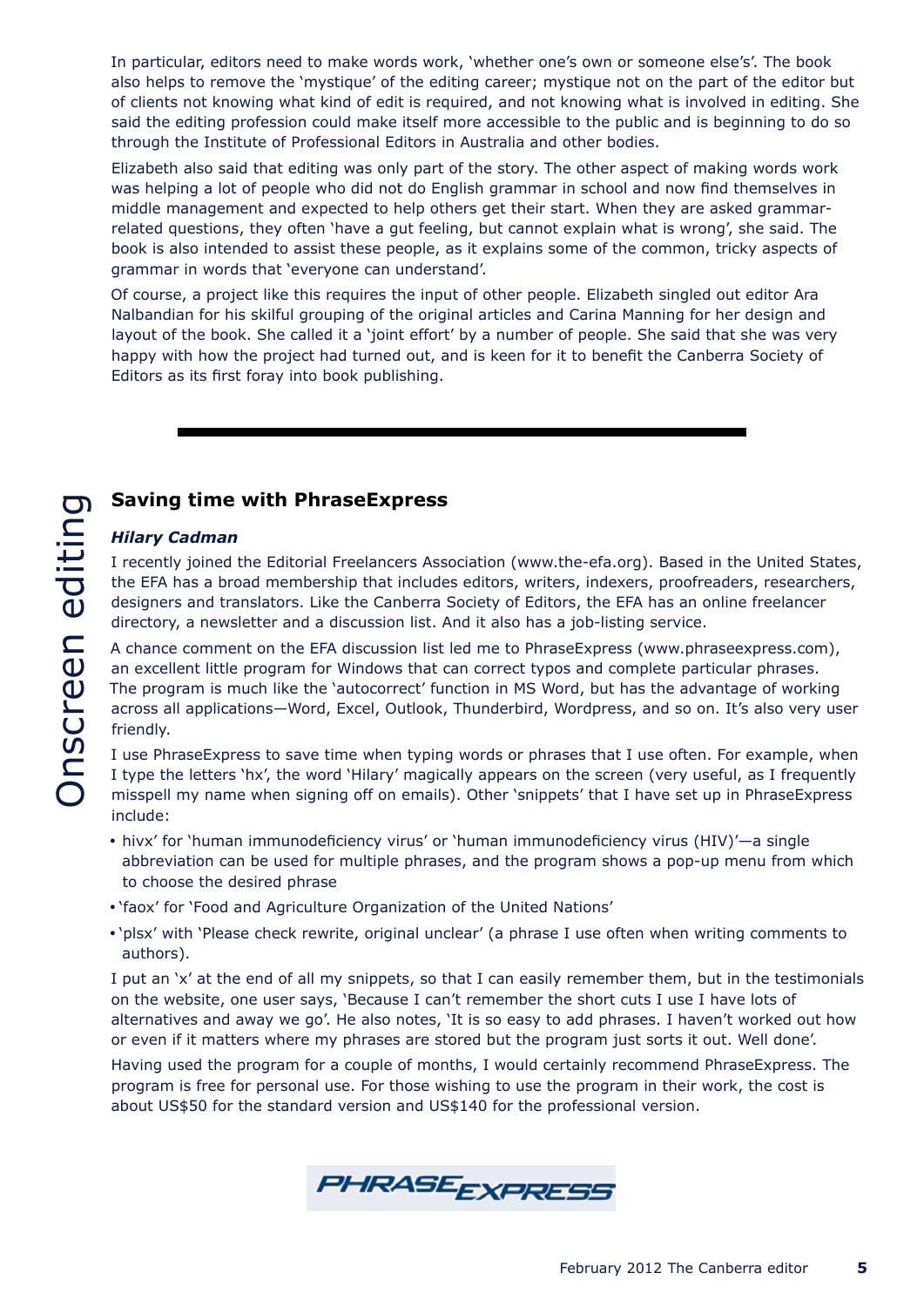In particular, editors need to make words work, 'whether one's own or someone else's'. The book also helps to remove the 'mystique' of the editing career; mystique not on the part of the editor but of clients not knowing what kind of edit is required, and not knowing what is involved in editing. She said the editing profession could make itself more accessible to the public and is beginning to do so through the Institute of Professional Editors in Australia and other bodies.

Elizabeth also said that editing was only part of the story. The other aspect of making words work was helping a lot of people who did not do English grammar in school and now find themselves in middle management and expected to help others get their start. When they are asked grammar-related questions, they often 'have a gut feeling, but cannot explain what is wrong', she said. The book is also intended to assist these people, as it explains some of the common, tricky aspects of grammar in words that 'everyone can understand'.

Of course, a project like this requires the input of other people. Elizabeth singled out editor Ara Nalbandian for his skilful grouping of the original articles and Carina Manning for her design and layout of the book. She called it a 'joint effort' by a number of people. She said that she was very happy with how the project had turned out, and is keen for it to benefit the Canberra Society of Editors as its first foray into book publishing.

---

Onscreen editing

## Saving time with PhraseExpress

***Hilary Cadman***

I recently joined the Editorial Freelancers Association (www.the-efa.org). Based in the United States, the EFA has a broad membership that includes editors, writers, indexers, proofreaders, researchers, designers and translators. Like the Canberra Society of Editors, the EFA has an online freelancer directory, a newsletter and a discussion list. And it also has a job-listing service.

A chance comment on the EFA discussion list led me to PhraseExpress (www.phraseexpress.com), an excellent little program for Windows that can correct typos and complete particular phrases. The program is much like the 'autocorrect' function in MS Word, but has the advantage of working across all applications—Word, Excel, Outlook, Thunderbird, Wordpress, and so on. It's also very user friendly.

I use PhraseExpress to save time when typing words or phrases that I use often. For example, when I type the letters 'hx', the word 'Hilary' magically appears on the screen (very useful, as I frequently misspell my name when signing off on emails). Other 'snippets' that I have set up in PhraseExpress include:

- hivx' for 'human immunodeficiency virus' or 'human immunodeficiency virus (HIV)'—a single abbreviation can be used for multiple phrases, and the program shows a pop-up menu from which to choose the desired phrase
- 'faox' for 'Food and Agriculture Organization of the United Nations'
- 'plsx' with 'Please check rewrite, original unclear' (a phrase I use often when writing comments to authors).

I put an 'x' at the end of all my snippets, so that I can easily remember them, but in the testimonials on the website, one user says, 'Because I can't remember the short cuts I use I have lots of alternatives and away we go'. He also notes, 'It is so easy to add phrases. I haven't worked out how or even if it matters where my phrases are stored but the program just sorts it out. Well done'.

Having used the program for a couple of months, I would certainly recommend PhraseExpress. The program is free for personal use. For those wishing to use the program in their work, the cost is about US$50 for the standard version and US$140 for the professional version.

PHRASEEXPRESS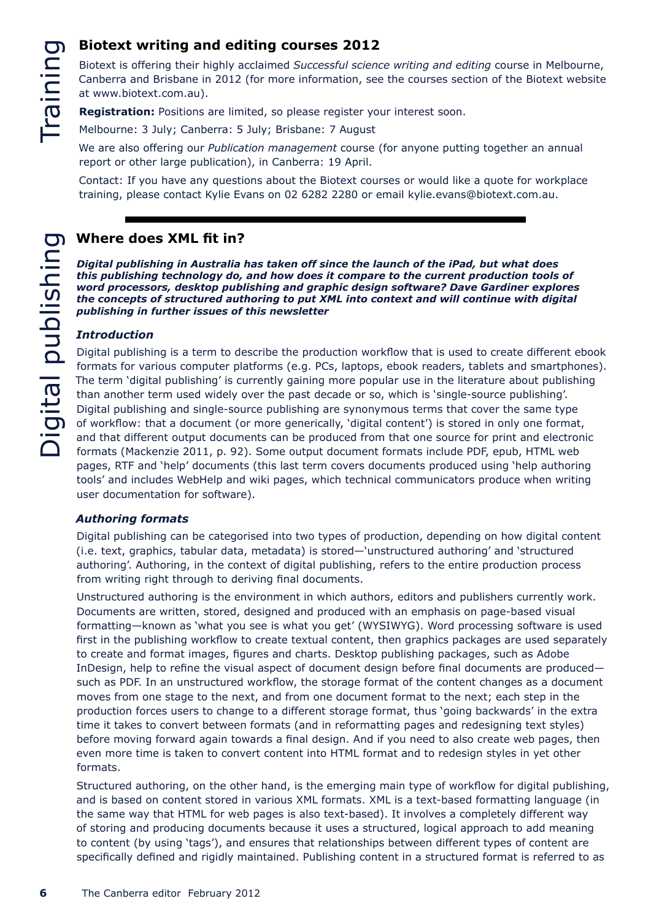## Biotext writing and editing courses 2012

Biotext is offering their highly acclaimed *Successful science writing and editing* course in Melbourne, Canberra and Brisbane in 2012 (for more information, see the courses section of the Biotext website at www.biotext.com.au).

**Registration:** Positions are limited, so please register your interest soon.

Melbourne: 3 July; Canberra: 5 July; Brisbane: 7 August

We are also offering our *Publication management* course (for anyone putting together an annual report or other large publication), in Canberra: 19 April.

Contact: If you have any questions about the Biotext courses or would like a quote for workplace training, please contact Kylie Evans on 02 6282 2280 or email kylie.evans@biotext.com.au.

---

## Where does XML fit in?

***Digital publishing in Australia has taken off since the launch of the iPad, but what does this publishing technology do, and how does it compare to the current production tools of word processors, desktop publishing and graphic design software? Dave Gardiner explores the concepts of structured authoring to put XML into context and will continue with digital publishing in further issues of this newsletter***

### *Introduction*

Digital publishing is a term to describe the production workflow that is used to create different ebook formats for various computer platforms (e.g. PCs, laptops, ebook readers, tablets and smartphones). The term 'digital publishing' is currently gaining more popular use in the literature about publishing than another term used widely over the past decade or so, which is 'single-source publishing'. Digital publishing and single-source publishing are synonymous terms that cover the same type of workflow: that a document (or more generically, 'digital content') is stored in only one format, and that different output documents can be produced from that one source for print and electronic formats (Mackenzie 2011, p. 92). Some output document formats include PDF, epub, HTML web pages, RTF and 'help' documents (this last term covers documents produced using 'help authoring tools' and includes WebHelp and wiki pages, which technical communicators produce when writing user documentation for software).

### *Authoring formats*

Digital publishing can be categorised into two types of production, depending on how digital content (i.e. text, graphics, tabular data, metadata) is stored—'unstructured authoring' and 'structured authoring'. Authoring, in the context of digital publishing, refers to the entire production process from writing right through to deriving final documents.

Unstructured authoring is the environment in which authors, editors and publishers currently work. Documents are written, stored, designed and produced with an emphasis on page-based visual formatting—known as 'what you see is what you get' (WYSIWYG). Word processing software is used first in the publishing workflow to create textual content, then graphics packages are used separately to create and format images, figures and charts. Desktop publishing packages, such as Adobe InDesign, help to refine the visual aspect of document design before final documents are produced—such as PDF. In an unstructured workflow, the storage format of the content changes as a document moves from one stage to the next, and from one document format to the next; each step in the production forces users to change to a different storage format, thus 'going backwards' in the extra time it takes to convert between formats (and in reformatting pages and redesigning text styles) before moving forward again towards a final design. And if you need to also create web pages, then even more time is taken to convert content into HTML format and to redesign styles in yet other formats.

Structured authoring, on the other hand, is the emerging main type of workflow for digital publishing, and is based on content stored in various XML formats. XML is a text-based formatting language (in the same way that HTML for web pages is also text-based). It involves a completely different way of storing and producing documents because it uses a structured, logical approach to add meaning to content (by using 'tags'), and ensures that relationships between different types of content are specifically defined and rigidly maintained. Publishing content in a structured format is referred to as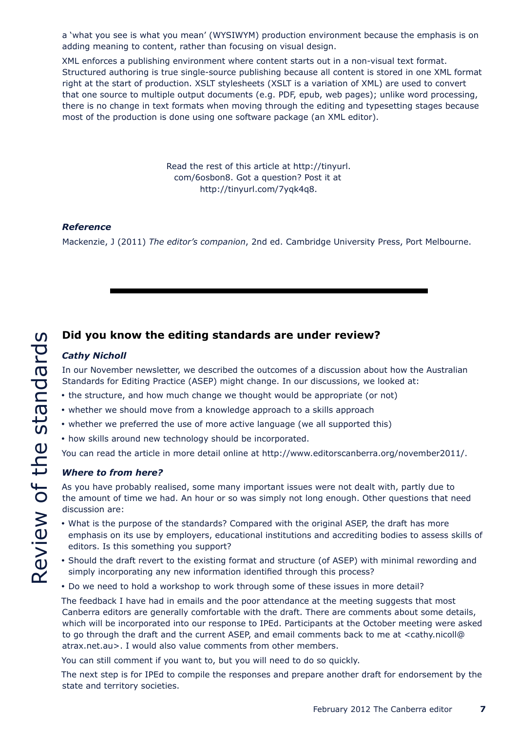a 'what you see is what you mean' (WYSIWYM) production environment because the emphasis is on adding meaning to content, rather than focusing on visual design.

XML enforces a publishing environment where content starts out in a non-visual text format. Structured authoring is true single-source publishing because all content is stored in one XML format right at the start of production. XSLT stylesheets (XSLT is a variation of XML) are used to convert that one source to multiple output documents (e.g. PDF, epub, web pages); unlike word processing, there is no change in text formats when moving through the editing and typesetting stages because most of the production is done using one software package (an XML editor).

Read the rest of this article at http://tinyurl.com/6osbon8. Got a question? Post it at http://tinyurl.com/7yqk4q8.

***Reference***

Mackenzie, J (2011) *The editor's companion*, 2nd ed. Cambridge University Press, Port Melbourne.

---

Review of the standards

## Did you know the editing standards are under review?

***Cathy Nicholl***

In our November newsletter, we described the outcomes of a discussion about how the Australian Standards for Editing Practice (ASEP) might change. In our discussions, we looked at:

- the structure, and how much change we thought would be appropriate (or not)
- whether we should move from a knowledge approach to a skills approach
- whether we preferred the use of more active language (we all supported this)
- how skills around new technology should be incorporated.

You can read the article in more detail online at http://www.editorscanberra.org/november2011/.

***Where to from here?***

As you have probably realised, some many important issues were not dealt with, partly due to the amount of time we had. An hour or so was simply not long enough. Other questions that need discussion are:

- What is the purpose of the standards? Compared with the original ASEP, the draft has more emphasis on its use by employers, educational institutions and accrediting bodies to assess skills of editors. Is this something you support?
- Should the draft revert to the existing format and structure (of ASEP) with minimal rewording and simply incorporating any new information identified through this process?
- Do we need to hold a workshop to work through some of these issues in more detail?

The feedback I have had in emails and the poor attendance at the meeting suggests that most Canberra editors are generally comfortable with the draft. There are comments about some details, which will be incorporated into our response to IPEd. Participants at the October meeting were asked to go through the draft and the current ASEP, and email comments back to me at <cathy.nicoll@atrax.net.au>. I would also value comments from other members.

You can still comment if you want to, but you will need to do so quickly.

The next step is for IPEd to compile the responses and prepare another draft for endorsement by the state and territory societies.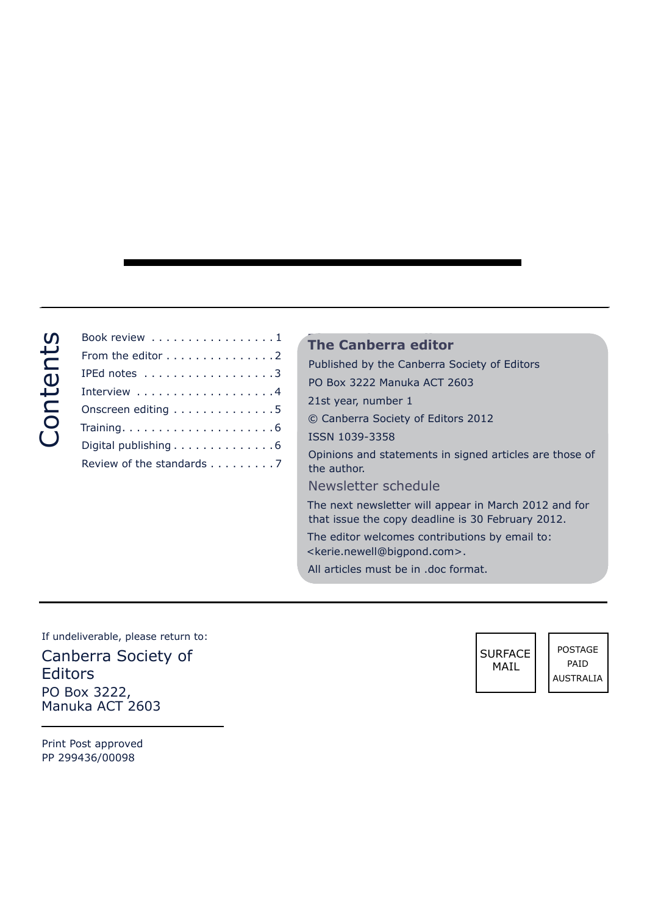# Contents

| | |
|---|---|
| Book review | 1 |
| From the editor | 2 |
| IPEd notes | 3 |
| Interview | 4 |
| Onscreen editing | 5 |
| Training | 6 |
| Digital publishing | 6 |
| Review of the standards | 7 |

## The Canberra editor

Published by the Canberra Society of Editors

PO Box 3222 Manuka ACT 2603

21st year, number 1

© Canberra Society of Editors 2012

ISSN 1039-3358

Opinions and statements in signed articles are those of the author.

### Newsletter schedule

The next newsletter will appear in March 2012 and for that issue the copy deadline is 30 February 2012.

The editor welcomes contributions by email to: <kerie.newell@bigpond.com>.

All articles must be in .doc format.

If undeliverable, please return to:

Canberra Society of Editors
PO Box 3222,
Manuka ACT 2603

Print Post approved
PP 299436/00098

SURFACE MAIL

POSTAGE PAID AUSTRALIA